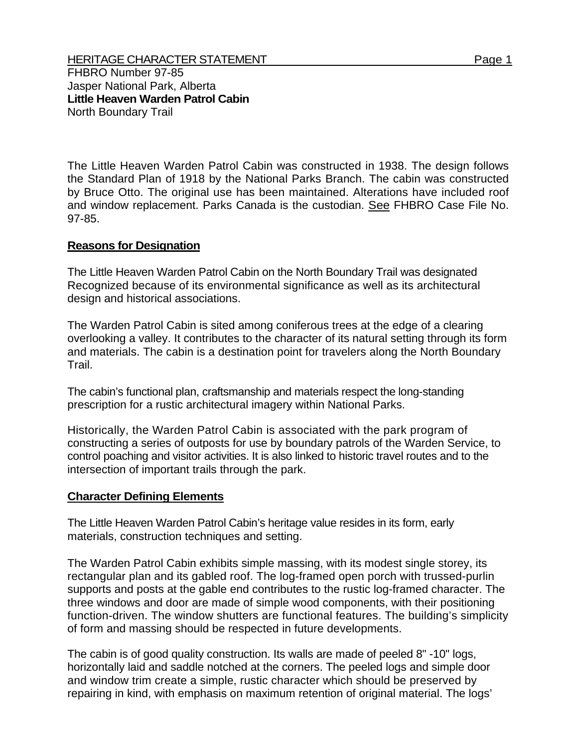HERITAGE CHARACTER STATEMENT

FHBRO Number 97-85
Jasper National Park, Alberta
**Little Heaven Warden Patrol Cabin**
North Boundary Trail

The Little Heaven Warden Patrol Cabin was constructed in 1938. The design follows the Standard Plan of 1918 by the National Parks Branch. The cabin was constructed by Bruce Otto. The original use has been maintained. Alterations have included roof and window replacement. Parks Canada is the custodian. See FHBRO Case File No. 97-85.

## Reasons for Designation

The Little Heaven Warden Patrol Cabin on the North Boundary Trail was designated Recognized because of its environmental significance as well as its architectural design and historical associations.

The Warden Patrol Cabin is sited among coniferous trees at the edge of a clearing overlooking a valley. It contributes to the character of its natural setting through its form and materials. The cabin is a destination point for travelers along the North Boundary Trail.

The cabin's functional plan, craftsmanship and materials respect the long-standing prescription for a rustic architectural imagery within National Parks.

Historically, the Warden Patrol Cabin is associated with the park program of constructing a series of outposts for use by boundary patrols of the Warden Service, to control poaching and visitor activities. It is also linked to historic travel routes and to the intersection of important trails through the park.

## Character Defining Elements

The Little Heaven Warden Patrol Cabin's heritage value resides in its form, early materials, construction techniques and setting.

The Warden Patrol Cabin exhibits simple massing, with its modest single storey, its rectangular plan and its gabled roof. The log-framed open porch with trussed-purlin supports and posts at the gable end contributes to the rustic log-framed character. The three windows and door are made of simple wood components, with their positioning function-driven. The window shutters are functional features. The building's simplicity of form and massing should be respected in future developments.

The cabin is of good quality construction. Its walls are made of peeled 8" -10" logs, horizontally laid and saddle notched at the corners. The peeled logs and simple door and window trim create a simple, rustic character which should be preserved by repairing in kind, with emphasis on maximum retention of original material. The logs'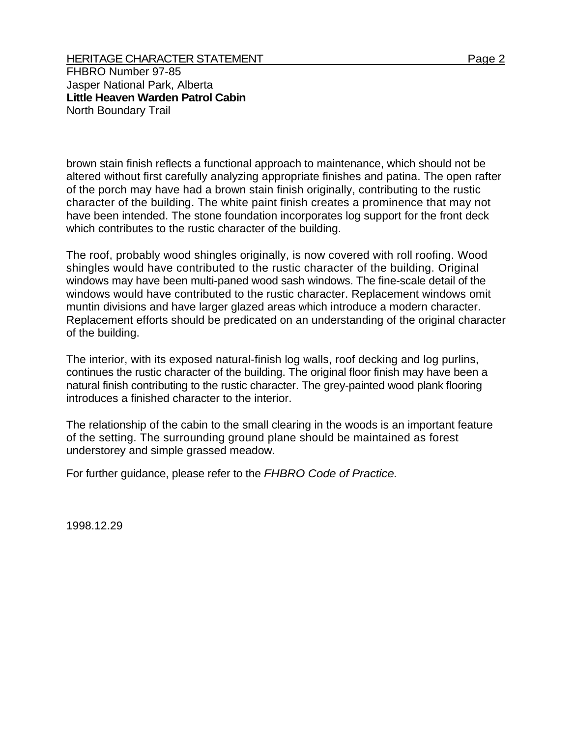brown stain finish reflects a functional approach to maintenance, which should not be altered without first carefully analyzing appropriate finishes and patina. The open rafter of the porch may have had a brown stain finish originally, contributing to the rustic character of the building. The white paint finish creates a prominence that may not have been intended. The stone foundation incorporates log support for the front deck which contributes to the rustic character of the building.

The roof, probably wood shingles originally, is now covered with roll roofing. Wood shingles would have contributed to the rustic character of the building. Original windows may have been multi-paned wood sash windows. The fine-scale detail of the windows would have contributed to the rustic character. Replacement windows omit muntin divisions and have larger glazed areas which introduce a modern character. Replacement efforts should be predicated on an understanding of the original character of the building.

The interior, with its exposed natural-finish log walls, roof decking and log purlins, continues the rustic character of the building. The original floor finish may have been a natural finish contributing to the rustic character. The grey-painted wood plank flooring introduces a finished character to the interior.

The relationship of the cabin to the small clearing in the woods is an important feature of the setting. The surrounding ground plane should be maintained as forest understorey and simple grassed meadow.

For further guidance, please refer to the *FHBRO Code of Practice.*

1998.12.29